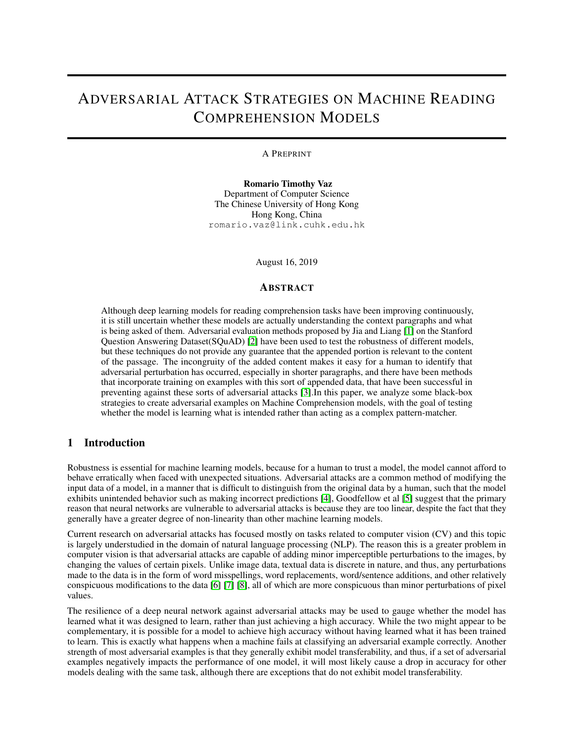# Adversarial Attack Strategies on Machine Reading Comprehension Models

A Preprint

**Romario Timothy Vaz**
Department of Computer Science
The Chinese University of Hong Kong
Hong Kong, China
romario.vaz@link.cuhk.edu.hk

August 16, 2019

## Abstract

Although deep learning models for reading comprehension tasks have been improving continuously, it is still uncertain whether these models are actually understanding the context paragraphs and what is being asked of them. Adversarial evaluation methods proposed by Jia and Liang [1] on the Stanford Question Answering Dataset(SQuAD) [2] have been used to test the robustness of different models, but these techniques do not provide any guarantee that the appended portion is relevant to the content of the passage. The incongruity of the added content makes it easy for a human to identify that adversarial perturbation has occurred, especially in shorter paragraphs, and there have been methods that incorporate training on examples with this sort of appended data, that have been successful in preventing against these sorts of adversarial attacks [3].In this paper, we analyze some black-box strategies to create adversarial examples on Machine Comprehension models, with the goal of testing whether the model is learning what is intended rather than acting as a complex pattern-matcher.

## 1 Introduction

Robustness is essential for machine learning models, because for a human to trust a model, the model cannot afford to behave erratically when faced with unexpected situations. Adversarial attacks are a common method of modifying the input data of a model, in a manner that is difficult to distinguish from the original data by a human, such that the model exhibits unintended behavior such as making incorrect predictions [4], Goodfellow et al [5] suggest that the primary reason that neural networks are vulnerable to adversarial attacks is because they are too linear, despite the fact that they generally have a greater degree of non-linearity than other machine learning models.

Current research on adversarial attacks has focused mostly on tasks related to computer vision (CV) and this topic is largely understudied in the domain of natural language processing (NLP). The reason this is a greater problem in computer vision is that adversarial attacks are capable of adding minor imperceptible perturbations to the images, by changing the values of certain pixels. Unlike image data, textual data is discrete in nature, and thus, any perturbations made to the data is in the form of word misspellings, word replacements, word/sentence additions, and other relatively conspicuous modifications to the data [6] [7] [8], all of which are more conspicuous than minor perturbations of pixel values.

The resilience of a deep neural network against adversarial attacks may be used to gauge whether the model has learned what it was designed to learn, rather than just achieving a high accuracy. While the two might appear to be complementary, it is possible for a model to achieve high accuracy without having learned what it has been trained to learn. This is exactly what happens when a machine fails at classifying an adversarial example correctly. Another strength of most adversarial examples is that they generally exhibit model transferability, and thus, if a set of adversarial examples negatively impacts the performance of one model, it will most likely cause a drop in accuracy for other models dealing with the same task, although there are exceptions that do not exhibit model transferability.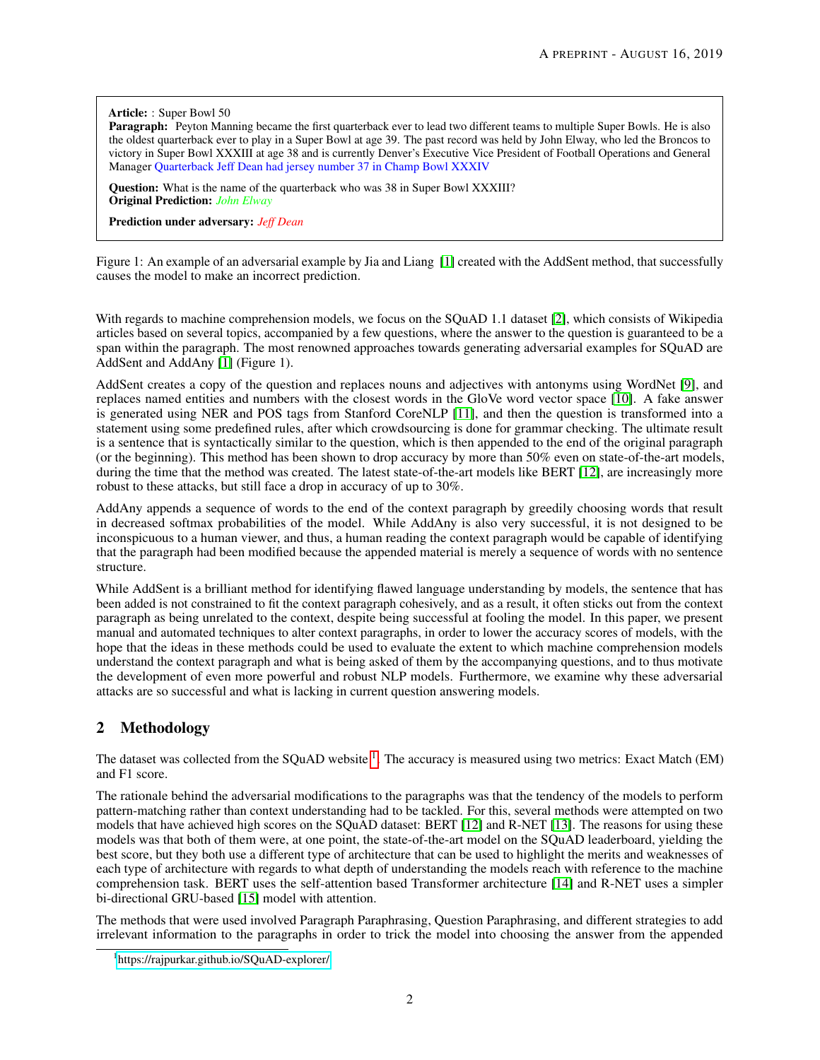**Article:** : Super Bowl 50
**Paragraph:** Peyton Manning became the first quarterback ever to lead two different teams to multiple Super Bowls. He is also the oldest quarterback ever to play in a Super Bowl at age 39. The past record was held by John Elway, who led the Broncos to victory in Super Bowl XXXIII at age 38 and is currently Denver's Executive Vice President of Football Operations and General Manager Quarterback Jeff Dean had jersey number 37 in Champ Bowl XXXIV

**Question:** What is the name of the quarterback who was 38 in Super Bowl XXXIII?
**Original Prediction:** *John Elway*

**Prediction under adversary:** *Jeff Dean*

Figure 1: An example of an adversarial example by Jia and Liang [1] created with the AddSent method, that successfully causes the model to make an incorrect prediction.

With regards to machine comprehension models, we focus on the SQuAD 1.1 dataset [2], which consists of Wikipedia articles based on several topics, accompanied by a few questions, where the answer to the question is guaranteed to be a span within the paragraph. The most renowned approaches towards generating adversarial examples for SQuAD are AddSent and AddAny [1] (Figure 1).

AddSent creates a copy of the question and replaces nouns and adjectives with antonyms using WordNet [9], and replaces named entities and numbers with the closest words in the GloVe word vector space [10]. A fake answer is generated using NER and POS tags from Stanford CoreNLP [11], and then the question is transformed into a statement using some predefined rules, after which crowdsourcing is done for grammar checking. The ultimate result is a sentence that is syntactically similar to the question, which is then appended to the end of the original paragraph (or the beginning). This method has been shown to drop accuracy by more than 50% even on state-of-the-art models, during the time that the method was created. The latest state-of-the-art models like BERT [12], are increasingly more robust to these attacks, but still face a drop in accuracy of up to 30%.

AddAny appends a sequence of words to the end of the context paragraph by greedily choosing words that result in decreased softmax probabilities of the model. While AddAny is also very successful, it is not designed to be inconspicuous to a human viewer, and thus, a human reading the context paragraph would be capable of identifying that the paragraph had been modified because the appended material is merely a sequence of words with no sentence structure.

While AddSent is a brilliant method for identifying flawed language understanding by models, the sentence that has been added is not constrained to fit the context paragraph cohesively, and as a result, it often sticks out from the context paragraph as being unrelated to the context, despite being successful at fooling the model. In this paper, we present manual and automated techniques to alter context paragraphs, in order to lower the accuracy scores of models, with the hope that the ideas in these methods could be used to evaluate the extent to which machine comprehension models understand the context paragraph and what is being asked of them by the accompanying questions, and to thus motivate the development of even more powerful and robust NLP models. Furthermore, we examine why these adversarial attacks are so successful and what is lacking in current question answering models.

## 2 Methodology

The dataset was collected from the SQuAD website [1]. The accuracy is measured using two metrics: Exact Match (EM) and F1 score.

The rationale behind the adversarial modifications to the paragraphs was that the tendency of the models to perform pattern-matching rather than context understanding had to be tackled. For this, several methods were attempted on two models that have achieved high scores on the SQuAD dataset: BERT [12] and R-NET [13]. The reasons for using these models was that both of them were, at one point, the state-of-the-art model on the SQuAD leaderboard, yielding the best score, but they both use a different type of architecture that can be used to highlight the merits and weaknesses of each type of architecture with regards to what depth of understanding the models reach with reference to the machine comprehension task. BERT uses the self-attention based Transformer architecture [14] and R-NET uses a simpler bi-directional GRU-based [15] model with attention.

The methods that were used involved Paragraph Paraphrasing, Question Paraphrasing, and different strategies to add irrelevant information to the paragraphs in order to trick the model into choosing the answer from the appended

[1] https://rajpurkar.github.io/SQuAD-explorer/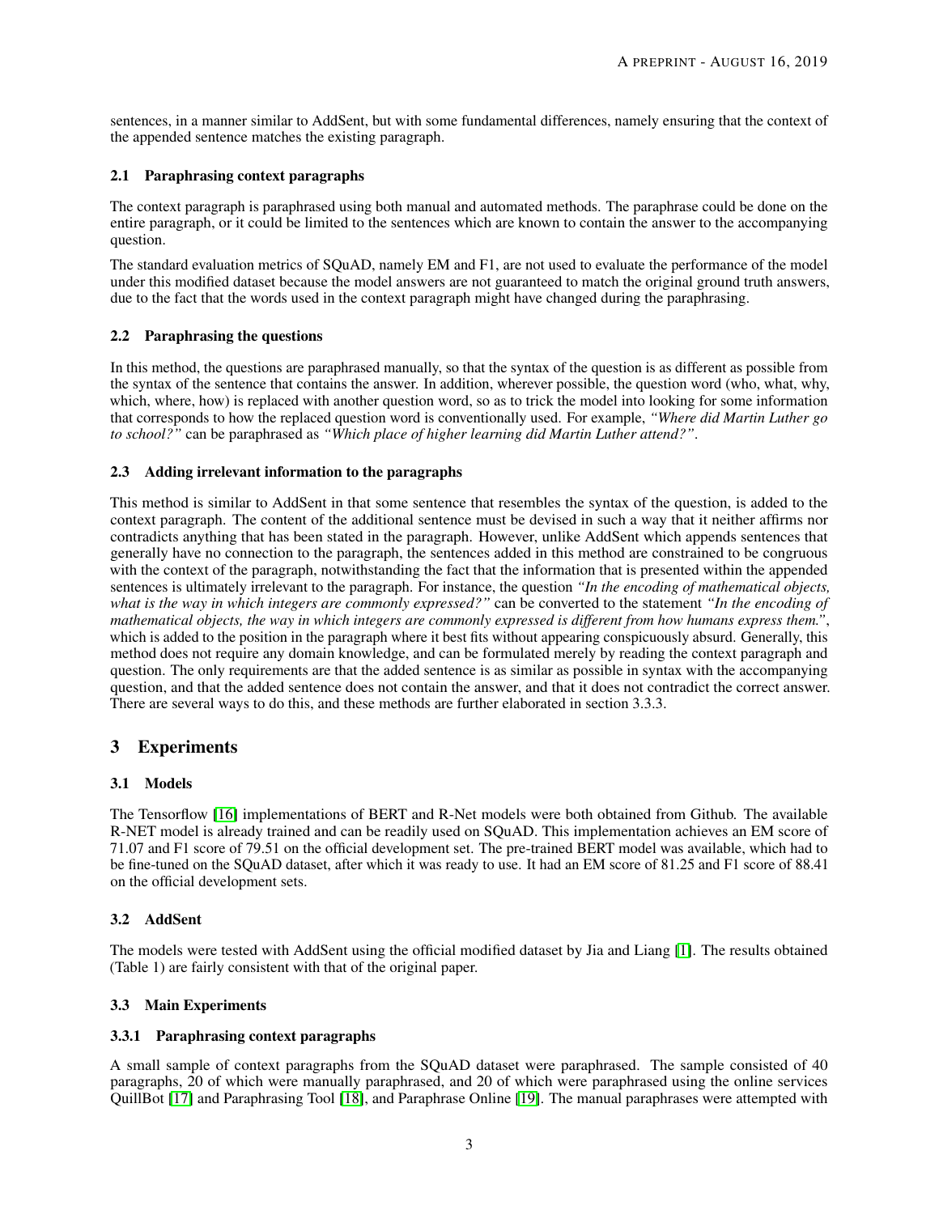sentences, in a manner similar to AddSent, but with some fundamental differences, namely ensuring that the context of the appended sentence matches the existing paragraph.

### 2.1 Paraphrasing context paragraphs

The context paragraph is paraphrased using both manual and automated methods. The paraphrase could be done on the entire paragraph, or it could be limited to the sentences which are known to contain the answer to the accompanying question.

The standard evaluation metrics of SQuAD, namely EM and F1, are not used to evaluate the performance of the model under this modified dataset because the model answers are not guaranteed to match the original ground truth answers, due to the fact that the words used in the context paragraph might have changed during the paraphrasing.

### 2.2 Paraphrasing the questions

In this method, the questions are paraphrased manually, so that the syntax of the question is as different as possible from the syntax of the sentence that contains the answer. In addition, wherever possible, the question word (who, what, why, which, where, how) is replaced with another question word, so as to trick the model into looking for some information that corresponds to how the replaced question word is conventionally used. For example, *"Where did Martin Luther go to school?"* can be paraphrased as *"Which place of higher learning did Martin Luther attend?"*.

### 2.3 Adding irrelevant information to the paragraphs

This method is similar to AddSent in that some sentence that resembles the syntax of the question, is added to the context paragraph. The content of the additional sentence must be devised in such a way that it neither affirms nor contradicts anything that has been stated in the paragraph. However, unlike AddSent which appends sentences that generally have no connection to the paragraph, the sentences added in this method are constrained to be congruous with the context of the paragraph, notwithstanding the fact that the information that is presented within the appended sentences is ultimately irrelevant to the paragraph. For instance, the question *"In the encoding of mathematical objects, what is the way in which integers are commonly expressed?"* can be converted to the statement *"In the encoding of mathematical objects, the way in which integers are commonly expressed is different from how humans express them."*, which is added to the position in the paragraph where it best fits without appearing conspicuously absurd. Generally, this method does not require any domain knowledge, and can be formulated merely by reading the context paragraph and question. The only requirements are that the added sentence is as similar as possible in syntax with the accompanying question, and that the added sentence does not contain the answer, and that it does not contradict the correct answer. There are several ways to do this, and these methods are further elaborated in section 3.3.3.

## 3 Experiments

### 3.1 Models

The Tensorflow [16] implementations of BERT and R-Net models were both obtained from Github. The available R-NET model is already trained and can be readily used on SQuAD. This implementation achieves an EM score of 71.07 and F1 score of 79.51 on the official development set. The pre-trained BERT model was available, which had to be fine-tuned on the SQuAD dataset, after which it was ready to use. It had an EM score of 81.25 and F1 score of 88.41 on the official development sets.

### 3.2 AddSent

The models were tested with AddSent using the official modified dataset by Jia and Liang [1]. The results obtained (Table 1) are fairly consistent with that of the original paper.

### 3.3 Main Experiments

#### 3.3.1 Paraphrasing context paragraphs

A small sample of context paragraphs from the SQuAD dataset were paraphrased. The sample consisted of 40 paragraphs, 20 of which were manually paraphrased, and 20 of which were paraphrased using the online services QuillBot [17] and Paraphrasing Tool [18], and Paraphrase Online [19]. The manual paraphrases were attempted with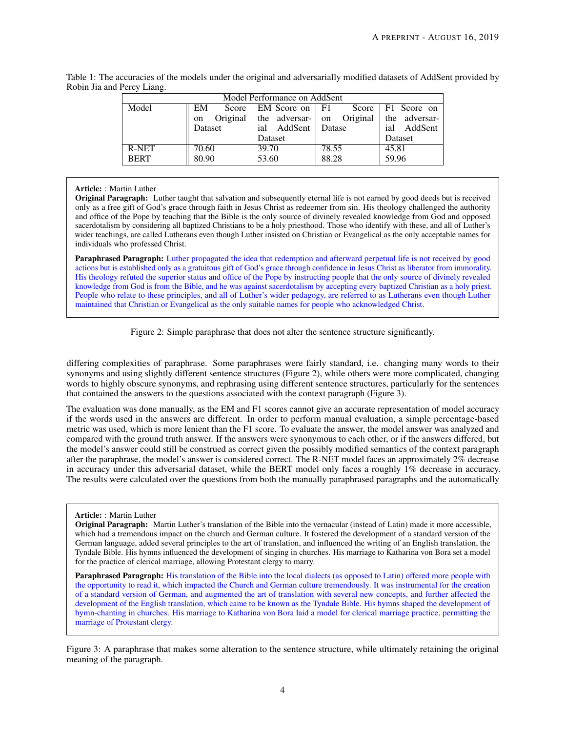Table 1: The accuracies of the models under the original and adversarially modified datasets of AddSent provided by Robin Jia and Percy Liang.

| Model Performance on AddSent | | | | |
|---|---|---|---|---|
| Model | EM Score on Original Dataset | EM Score on the adversarial AddSent Dataset | F1 Score on Original Datase | F1 Score on the adversarial AddSent Dataset |
| R-NET | 70.60 | 39.70 | 78.55 | 45.81 |
| BERT | 80.90 | 53.60 | 88.28 | 59.96 |

**Article:** : Martin Luther
**Original Paragraph:** Luther taught that salvation and subsequently eternal life is not earned by good deeds but is received only as a free gift of God's grace through faith in Jesus Christ as redeemer from sin. His theology challenged the authority and office of the Pope by teaching that the Bible is the only source of divinely revealed knowledge from God and opposed sacerdotalism by considering all baptized Christians to be a holy priesthood. Those who identify with these, and all of Luther's wider teachings, are called Lutherans even though Luther insisted on Christian or Evangelical as the only acceptable names for individuals who professed Christ.

**Paraphrased Paragraph:** Luther propagated the idea that redemption and afterward perpetual life is not received by good actions but is established only as a gratuitous gift of God's grace through confidence in Jesus Christ as liberator from immorality. His theology refuted the superior status and office of the Pope by instructing people that the only source of divinely revealed knowledge from God is from the Bible, and he was against sacerdotalism by accepting every baptized Christian as a holy priest. People who relate to these principles, and all of Luther's wider pedagogy, are referred to as Lutherans even though Luther maintained that Christian or Evangelical as the only suitable names for people who acknowledged Christ.

Figure 2: Simple paraphrase that does not alter the sentence structure significantly.

differing complexities of paraphrase. Some paraphrases were fairly standard, i.e. changing many words to their synonyms and using slightly different sentence structures (Figure 2), while others were more complicated, changing words to highly obscure synonyms, and rephrasing using different sentence structures, particularly for the sentences that contained the answers to the questions associated with the context paragraph (Figure 3).

The evaluation was done manually, as the EM and F1 scores cannot give an accurate representation of model accuracy if the words used in the answers are different. In order to perform manual evaluation, a simple percentage-based metric was used, which is more lenient than the F1 score. To evaluate the answer, the model answer was analyzed and compared with the ground truth answer. If the answers were synonymous to each other, or if the answers differed, but the model's answer could still be construed as correct given the possibly modified semantics of the context paragraph after the paraphrase, the model's answer is considered correct. The R-NET model faces an approximately 2% decrease in accuracy under this adversarial dataset, while the BERT model only faces a roughly 1% decrease in accuracy. The results were calculated over the questions from both the manually paraphrased paragraphs and the automatically

**Article:** : Martin Luther
**Original Paragraph:** Martin Luther's translation of the Bible into the vernacular (instead of Latin) made it more accessible, which had a tremendous impact on the church and German culture. It fostered the development of a standard version of the German language, added several principles to the art of translation, and influenced the writing of an English translation, the Tyndale Bible. His hymns influenced the development of singing in churches. His marriage to Katharina von Bora set a model for the practice of clerical marriage, allowing Protestant clergy to marry.

**Paraphrased Paragraph:** His translation of the Bible into the local dialects (as opposed to Latin) offered more people with the opportunity to read it, which impacted the Church and German culture tremendously. It was instrumental for the creation of a standard version of German, and augmented the art of translation with several new concepts, and further affected the development of the English translation, which came to be known as the Tyndale Bible. His hymns shaped the development of hymn-chanting in churches. His marriage to Katharina von Bora laid a model for clerical marriage practice, permitting the marriage of Protestant clergy.

Figure 3: A paraphrase that makes some alteration to the sentence structure, while ultimately retaining the original meaning of the paragraph.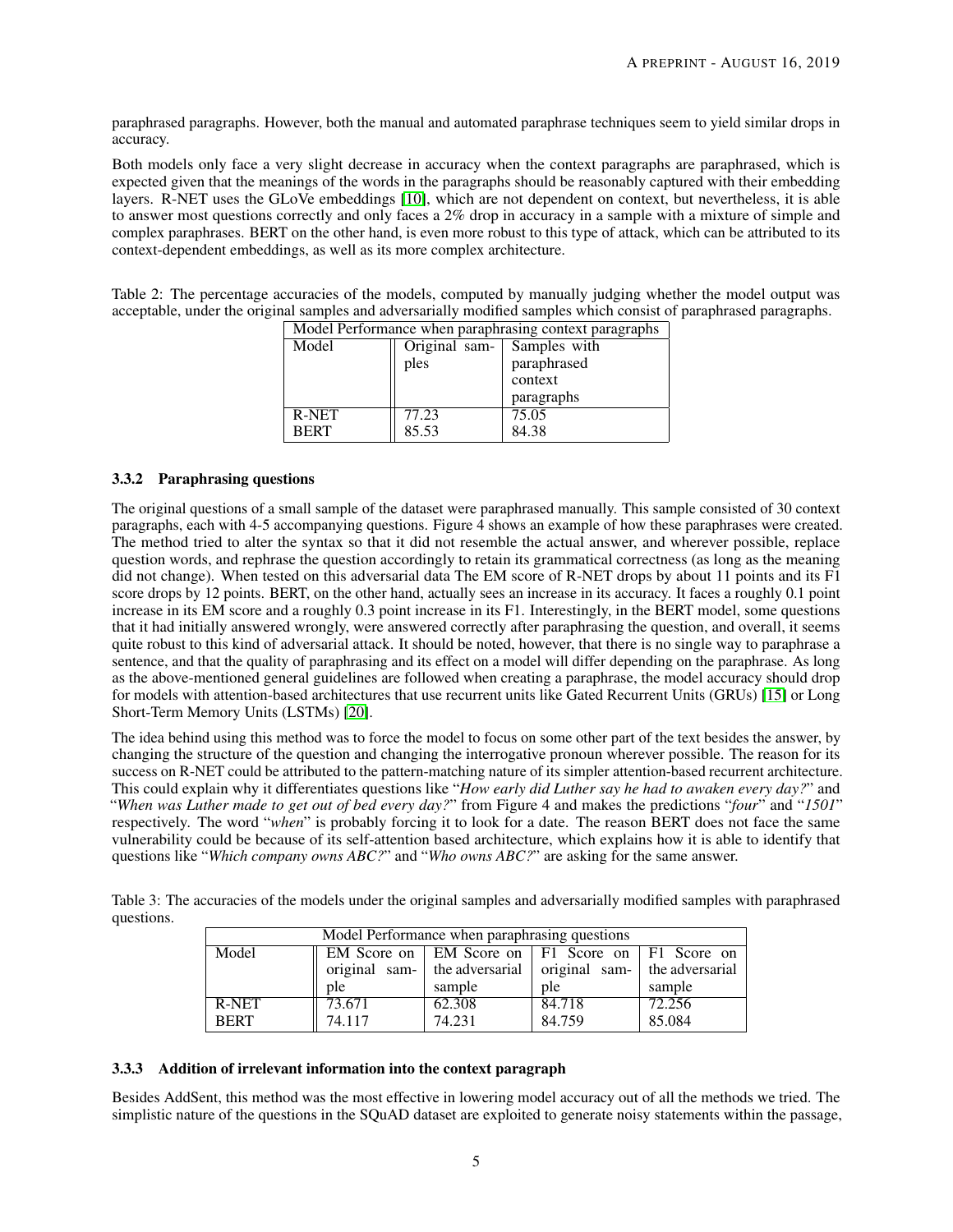paraphrased paragraphs. However, both the manual and automated paraphrase techniques seem to yield similar drops in accuracy.

Both models only face a very slight decrease in accuracy when the context paragraphs are paraphrased, which is expected given that the meanings of the words in the paragraphs should be reasonably captured with their embedding layers. R-NET uses the GLoVe embeddings [10], which are not dependent on context, but nevertheless, it is able to answer most questions correctly and only faces a 2% drop in accuracy in a sample with a mixture of simple and complex paraphrases. BERT on the other hand, is even more robust to this type of attack, which can be attributed to its context-dependent embeddings, as well as its more complex architecture.

Table 2: The percentage accuracies of the models, computed by manually judging whether the model output was acceptable, under the original samples and adversarially modified samples which consist of paraphrased paragraphs.

| Model Performance when paraphrasing context paragraphs | | |
|---|---|---|
| Model | Original samples | Samples with paraphrased context paragraphs |
| R-NET | 77.23 | 75.05 |
| BERT | 85.53 | 84.38 |

### 3.3.2 Paraphrasing questions

The original questions of a small sample of the dataset were paraphrased manually. This sample consisted of 30 context paragraphs, each with 4-5 accompanying questions. Figure 4 shows an example of how these paraphrases were created. The method tried to alter the syntax so that it did not resemble the actual answer, and wherever possible, replace question words, and rephrase the question accordingly to retain its grammatical correctness (as long as the meaning did not change). When tested on this adversarial data The EM score of R-NET drops by about 11 points and its F1 score drops by 12 points. BERT, on the other hand, actually sees an increase in its accuracy. It faces a roughly 0.1 point increase in its EM score and a roughly 0.3 point increase in its F1. Interestingly, in the BERT model, some questions that it had initially answered wrongly, were answered correctly after paraphrasing the question, and overall, it seems quite robust to this kind of adversarial attack. It should be noted, however, that there is no single way to paraphrase a sentence, and that the quality of paraphrasing and its effect on a model will differ depending on the paraphrase. As long as the above-mentioned general guidelines are followed when creating a paraphrase, the model accuracy should drop for models with attention-based architectures that use recurrent units like Gated Recurrent Units (GRUs) [15] or Long Short-Term Memory Units (LSTMs) [20].

The idea behind using this method was to force the model to focus on some other part of the text besides the answer, by changing the structure of the question and changing the interrogative pronoun wherever possible. The reason for its success on R-NET could be attributed to the pattern-matching nature of its simpler attention-based recurrent architecture. This could explain why it differentiates questions like "*How early did Luther say he had to awaken every day?*" and "*When was Luther made to get out of bed every day?*" from Figure 4 and makes the predictions "*four*" and "*1501*" respectively. The word "*when*" is probably forcing it to look for a date. The reason BERT does not face the same vulnerability could be because of its self-attention based architecture, which explains how it is able to identify that questions like "*Which company owns ABC?*" and "*Who owns ABC?*" are asking for the same answer.

Table 3: The accuracies of the models under the original samples and adversarially modified samples with paraphrased questions.

| Model Performance when paraphrasing questions | | | | |
|---|---|---|---|---|
| Model | EM Score on original sample | EM Score on the adversarial sample | F1 Score on original sample | F1 Score on the adversarial sample |
| R-NET | 73.671 | 62.308 | 84.718 | 72.256 |
| BERT | 74.117 | 74.231 | 84.759 | 85.084 |

### 3.3.3 Addition of irrelevant information into the context paragraph

Besides AddSent, this method was the most effective in lowering model accuracy out of all the methods we tried. The simplistic nature of the questions in the SQuAD dataset are exploited to generate noisy statements within the passage,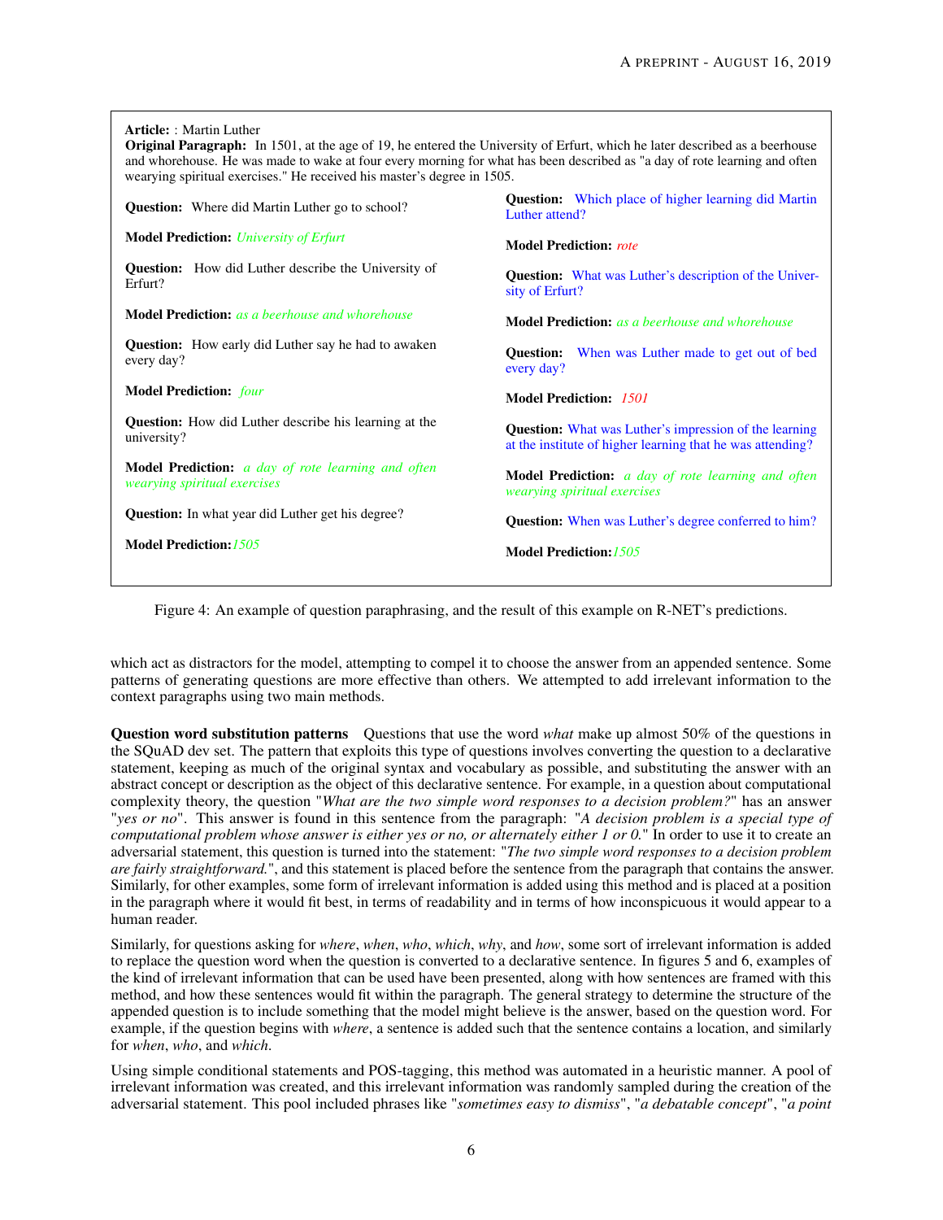**Article:** : Martin Luther
**Original Paragraph:** In 1501, at the age of 19, he entered the University of Erfurt, which he later described as a beerhouse and whorehouse. He was made to wake at four every morning for what has been described as "a day of rote learning and often wearying spiritual exercises." He received his master's degree in 1505.

**Question:** Where did Martin Luther go to school?

**Model Prediction:** *University of Erfurt*

**Question:** Which place of higher learning did Martin Luther attend?

**Model Prediction:** *rote*

**Question:** How did Luther describe the University of Erfurt?

**Model Prediction:** *as a beerhouse and whorehouse*

**Question:** What was Luther's description of the University of Erfurt?

**Model Prediction:** *as a beerhouse and whorehouse*

**Question:** How early did Luther say he had to awaken every day?

**Model Prediction:** *four*

**Question:** When was Luther made to get out of bed every day?

**Model Prediction:** *1501*

**Question:** How did Luther describe his learning at the university?

**Model Prediction:** *a day of rote learning and often wearying spiritual exercises*

**Question:** What was Luther's impression of the learning at the institute of higher learning that he was attending?

**Model Prediction:** *a day of rote learning and often wearying spiritual exercises*

**Question:** In what year did Luther get his degree?

**Model Prediction:** *1505*

**Question:** When was Luther's degree conferred to him?

**Model Prediction:** *1505*

Figure 4: An example of question paraphrasing, and the result of this example on R-NET's predictions.

which act as distractors for the model, attempting to compel it to choose the answer from an appended sentence. Some patterns of generating questions are more effective than others. We attempted to add irrelevant information to the context paragraphs using two main methods.

**Question word substitution patterns** Questions that use the word *what* make up almost 50% of the questions in the SQuAD dev set. The pattern that exploits this type of questions involves converting the question to a declarative statement, keeping as much of the original syntax and vocabulary as possible, and substituting the answer with an abstract concept or description as the object of this declarative sentence. For example, in a question about computational complexity theory, the question "*What are the two simple word responses to a decision problem?*" has an answer "*yes or no*". This answer is found in this sentence from the paragraph: "*A decision problem is a special type of computational problem whose answer is either yes or no, or alternately either 1 or 0.*" In order to use it to create an adversarial statement, this question is turned into the statement: "*The two simple word responses to a decision problem are fairly straightforward.*", and this statement is placed before the sentence from the paragraph that contains the answer. Similarly, for other examples, some form of irrelevant information is added using this method and is placed at a position in the paragraph where it would fit best, in terms of readability and in terms of how inconspicuous it would appear to a human reader.

Similarly, for questions asking for *where*, *when*, *who*, *which*, *why*, and *how*, some sort of irrelevant information is added to replace the question word when the question is converted to a declarative sentence. In figures 5 and 6, examples of the kind of irrelevant information that can be used have been presented, along with how sentences are framed with this method, and how these sentences would fit within the paragraph. The general strategy to determine the structure of the appended question is to include something that the model might believe is the answer, based on the question word. For example, if the question begins with *where*, a sentence is added such that the sentence contains a location, and similarly for *when*, *who*, and *which*.

Using simple conditional statements and POS-tagging, this method was automated in a heuristic manner. A pool of irrelevant information was created, and this irrelevant information was randomly sampled during the creation of the adversarial statement. This pool included phrases like "*sometimes easy to dismiss*", "*a debatable concept*", "*a point*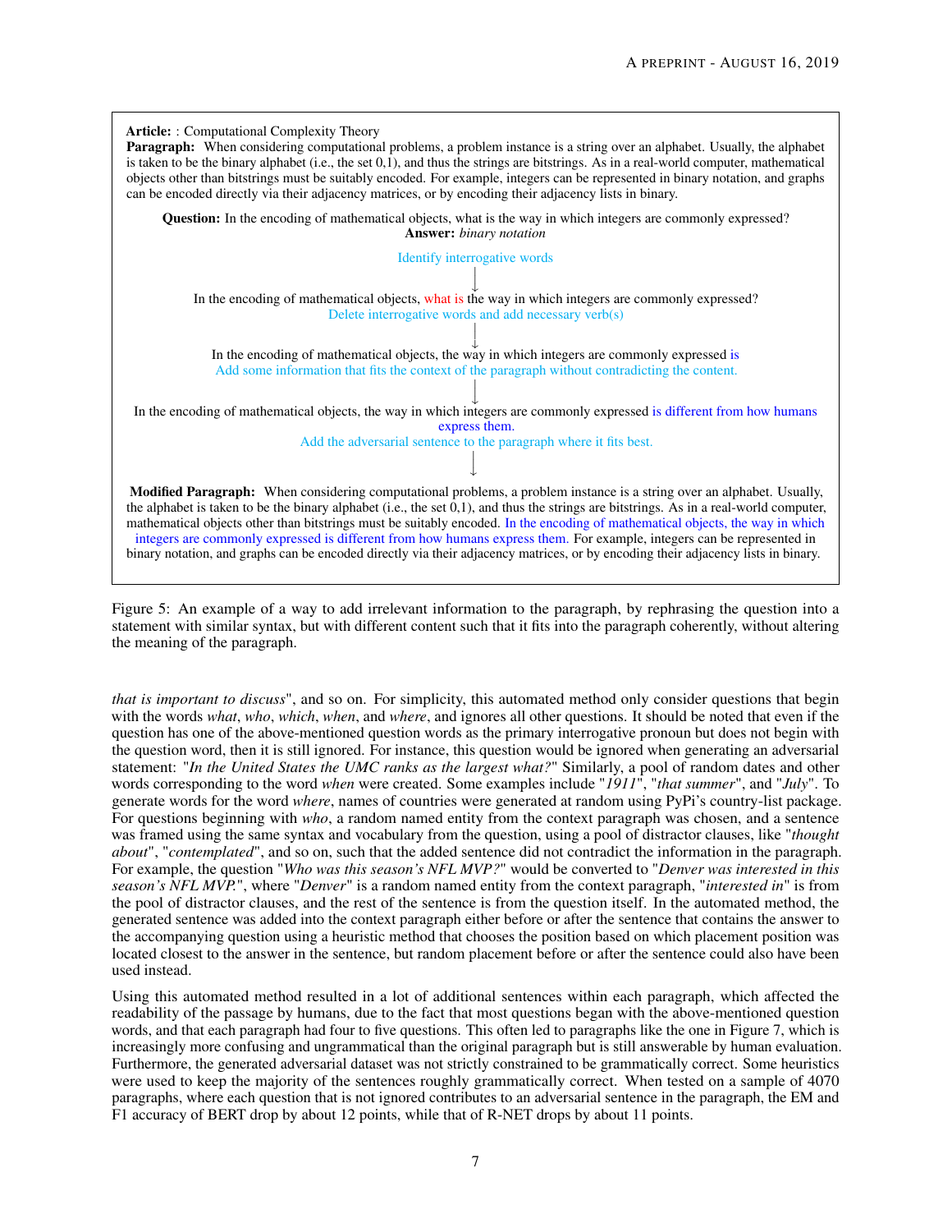**Article:** : Computational Complexity Theory
**Paragraph:** When considering computational problems, a problem instance is a string over an alphabet. Usually, the alphabet is taken to be the binary alphabet (i.e., the set 0,1), and thus the strings are bitstrings. As in a real-world computer, mathematical objects other than bitstrings must be suitably encoded. For example, integers can be represented in binary notation, and graphs can be encoded directly via their adjacency matrices, or by encoding their adjacency lists in binary.

**Question:** In the encoding of mathematical objects, what is the way in which integers are commonly expressed?
**Answer:** *binary notation*

Identify interrogative words

↓

In the encoding of mathematical objects, what is the way in which integers are commonly expressed?

Delete interrogative words and add necessary verb(s)

↓

In the encoding of mathematical objects, the way in which integers are commonly expressed is

Add some information that fits the context of the paragraph without contradicting the content.

↓

In the encoding of mathematical objects, the way in which integers are commonly expressed is different from how humans express them.

Add the adversarial sentence to the paragraph where it fits best.

↓

**Modified Paragraph:** When considering computational problems, a problem instance is a string over an alphabet. Usually, the alphabet is taken to be the binary alphabet (i.e., the set 0,1), and thus the strings are bitstrings. As in a real-world computer, mathematical objects other than bitstrings must be suitably encoded. In the encoding of mathematical objects, the way in which integers are commonly expressed is different from how humans express them. For example, integers can be represented in binary notation, and graphs can be encoded directly via their adjacency matrices, or by encoding their adjacency lists in binary.

Figure 5: An example of a way to add irrelevant information to the paragraph, by rephrasing the question into a statement with similar syntax, but with different content such that it fits into the paragraph coherently, without altering the meaning of the paragraph.

*that is important to discuss*", and so on. For simplicity, this automated method only consider questions that begin with the words *what*, *who*, *which*, *when*, and *where*, and ignores all other questions. It should be noted that even if the question has one of the above-mentioned question words as the primary interrogative pronoun but does not begin with the question word, then it is still ignored. For instance, this question would be ignored when generating an adversarial statement: "*In the United States the UMC ranks as the largest what?*" Similarly, a pool of random dates and other words corresponding to the word *when* were created. Some examples include "*1911*", "*that summer*", and "*July*". To generate words for the word *where*, names of countries were generated at random using PyPi's country-list package. For questions beginning with *who*, a random named entity from the context paragraph was chosen, and a sentence was framed using the same syntax and vocabulary from the question, using a pool of distractor clauses, like "*thought about*", "*contemplated*", and so on, such that the added sentence did not contradict the information in the paragraph. For example, the question "*Who was this season's NFL MVP?*" would be converted to "*Denver was interested in this season's NFL MVP.*", where "*Denver*" is a random named entity from the context paragraph, "*interested in*" is from the pool of distractor clauses, and the rest of the sentence is from the question itself. In the automated method, the generated sentence was added into the context paragraph either before or after the sentence that contains the answer to the accompanying question using a heuristic method that chooses the position based on which placement position was located closest to the answer in the sentence, but random placement before or after the sentence could also have been used instead.

Using this automated method resulted in a lot of additional sentences within each paragraph, which affected the readability of the passage by humans, due to the fact that most questions began with the above-mentioned question words, and that each paragraph had four to five questions. This often led to paragraphs like the one in Figure 7, which is increasingly more confusing and ungrammatical than the original paragraph but is still answerable by human evaluation. Furthermore, the generated adversarial dataset was not strictly constrained to be grammatically correct. Some heuristics were used to keep the majority of the sentences roughly grammatically correct. When tested on a sample of 4070 paragraphs, where each question that is not ignored contributes to an adversarial sentence in the paragraph, the EM and F1 accuracy of BERT drop by about 12 points, while that of R-NET drops by about 11 points.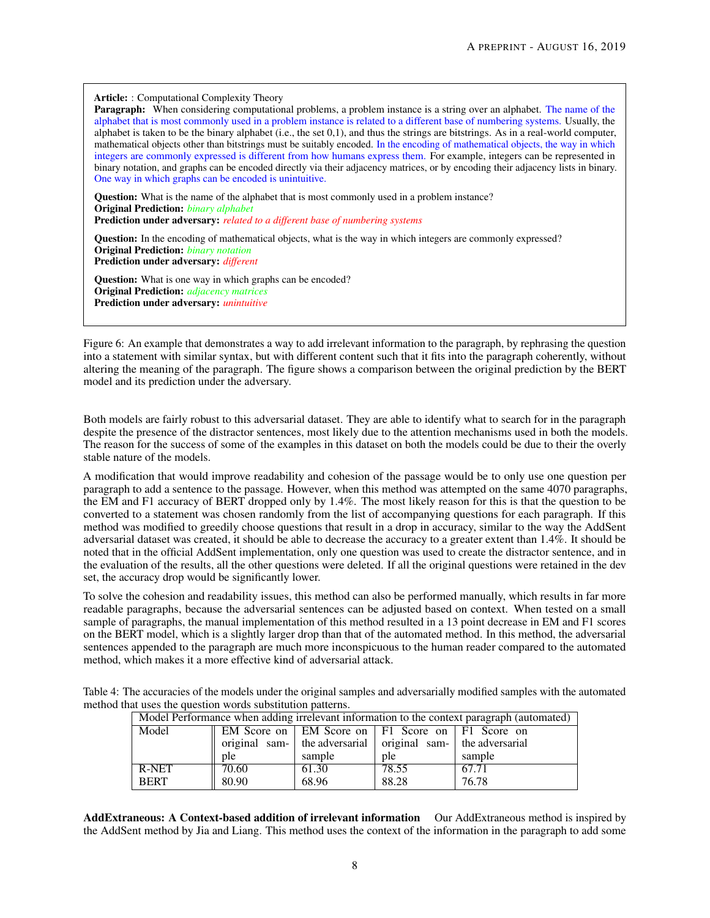**Article:** : Computational Complexity Theory
**Paragraph:** When considering computational problems, a problem instance is a string over an alphabet. The name of the alphabet that is most commonly used in a problem instance is related to a different base of numbering systems. Usually, the alphabet is taken to be the binary alphabet (i.e., the set 0,1), and thus the strings are bitstrings. As in a real-world computer, mathematical objects other than bitstrings must be suitably encoded. In the encoding of mathematical objects, the way in which integers are commonly expressed is different from how humans express them. For example, integers can be represented in binary notation, and graphs can be encoded directly via their adjacency matrices, or by encoding their adjacency lists in binary. One way in which graphs can be encoded is unintuitive.

**Question:** What is the name of the alphabet that is most commonly used in a problem instance?
**Original Prediction:** *binary alphabet*
**Prediction under adversary:** *related to a different base of numbering systems*

**Question:** In the encoding of mathematical objects, what is the way in which integers are commonly expressed?
**Original Prediction:** *binary notation*
**Prediction under adversary:** *different*

**Question:** What is one way in which graphs can be encoded?
**Original Prediction:** *adjacency matrices*
**Prediction under adversary:** *unintuitive*

Figure 6: An example that demonstrates a way to add irrelevant information to the paragraph, by rephrasing the question into a statement with similar syntax, but with different content such that it fits into the paragraph coherently, without altering the meaning of the paragraph. The figure shows a comparison between the original prediction by the BERT model and its prediction under the adversary.

Both models are fairly robust to this adversarial dataset. They are able to identify what to search for in the paragraph despite the presence of the distractor sentences, most likely due to the attention mechanisms used in both the models. The reason for the success of some of the examples in this dataset on both the models could be due to their the overly stable nature of the models.

A modification that would improve readability and cohesion of the passage would be to only use one question per paragraph to add a sentence to the passage. However, when this method was attempted on the same 4070 paragraphs, the EM and F1 accuracy of BERT dropped only by 1.4%. The most likely reason for this is that the question to be converted to a statement was chosen randomly from the list of accompanying questions for each paragraph. If this method was modified to greedily choose questions that result in a drop in accuracy, similar to the way the AddSent adversarial dataset was created, it should be able to decrease the accuracy to a greater extent than 1.4%. It should be noted that in the official AddSent implementation, only one question was used to create the distractor sentence, and in the evaluation of the results, all the other questions were deleted. If all the original questions were retained in the dev set, the accuracy drop would be significantly lower.

To solve the cohesion and readability issues, this method can also be performed manually, which results in far more readable paragraphs, because the adversarial sentences can be adjusted based on context. When tested on a small sample of paragraphs, the manual implementation of this method resulted in a 13 point decrease in EM and F1 scores on the BERT model, which is a slightly larger drop than that of the automated method. In this method, the adversarial sentences appended to the paragraph are much more inconspicuous to the human reader compared to the automated method, which makes it a more effective kind of adversarial attack.

Table 4: The accuracies of the models under the original samples and adversarially modified samples with the automated method that uses the question words substitution patterns.

| Model Performance when adding irrelevant information to the context paragraph (automated) | | | | |
|---|---|---|---|---|
| Model | EM Score on original sample | EM Score on the adversarial sample | F1 Score on original sample | F1 Score on the adversarial sample |
| R-NET | 70.60 | 61.30 | 78.55 | 67.71 |
| BERT | 80.90 | 68.96 | 88.28 | 76.78 |

**AddExtraneous: A Context-based addition of irrelevant information** Our AddExtraneous method is inspired by the AddSent method by Jia and Liang. This method uses the context of the information in the paragraph to add some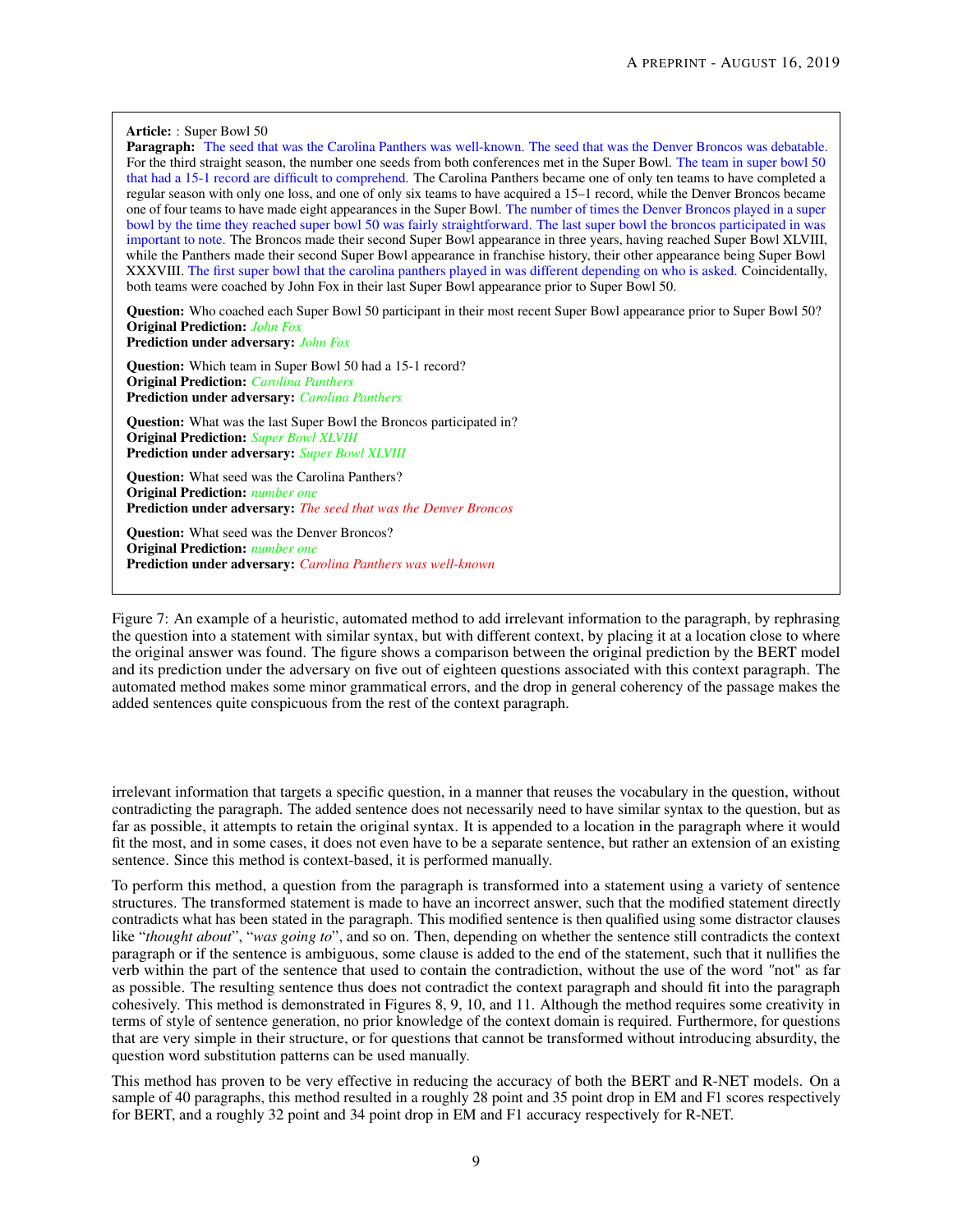**Article:** : Super Bowl 50

**Paragraph:** The seed that was the Carolina Panthers was well-known. The seed that was the Denver Broncos was debatable. For the third straight season, the number one seeds from both conferences met in the Super Bowl. The team in super bowl 50 that had a 15-1 record are difficult to comprehend. The Carolina Panthers became one of only ten teams to have completed a regular season with only one loss, and one of only six teams to have acquired a 15–1 record, while the Denver Broncos became one of four teams to have made eight appearances in the Super Bowl. The number of times the Denver Broncos played in a super bowl by the time they reached super bowl 50 was fairly straightforward. The last super bowl the broncos participated in was important to note. The Broncos made their second Super Bowl appearance in three years, having reached Super Bowl XLVIII, while the Panthers made their second Super Bowl appearance in franchise history, their other appearance being Super Bowl XXXVIII. The first super bowl that the carolina panthers played in was different depending on who is asked. Coincidentally, both teams were coached by John Fox in their last Super Bowl appearance prior to Super Bowl 50.

**Question:** Who coached each Super Bowl 50 participant in their most recent Super Bowl appearance prior to Super Bowl 50?
**Original Prediction:** *John Fox*
**Prediction under adversary:** *John Fox*

**Question:** Which team in Super Bowl 50 had a 15-1 record?
**Original Prediction:** *Carolina Panthers*
**Prediction under adversary:** *Carolina Panthers*

**Question:** What was the last Super Bowl the Broncos participated in?
**Original Prediction:** *Super Bowl XLVIII*
**Prediction under adversary:** *Super Bowl XLVIII*

**Question:** What seed was the Carolina Panthers?
**Original Prediction:** *number one*
**Prediction under adversary:** *The seed that was the Denver Broncos*

**Question:** What seed was the Denver Broncos?
**Original Prediction:** *number one*
**Prediction under adversary:** *Carolina Panthers was well-known*

Figure 7: An example of a heuristic, automated method to add irrelevant information to the paragraph, by rephrasing the question into a statement with similar syntax, but with different context, by placing it at a location close to where the original answer was found. The figure shows a comparison between the original prediction by the BERT model and its prediction under the adversary on five out of eighteen questions associated with this context paragraph. The automated method makes some minor grammatical errors, and the drop in general coherency of the passage makes the added sentences quite conspicuous from the rest of the context paragraph.

irrelevant information that targets a specific question, in a manner that reuses the vocabulary in the question, without contradicting the paragraph. The added sentence does not necessarily need to have similar syntax to the question, but as far as possible, it attempts to retain the original syntax. It is appended to a location in the paragraph where it would fit the most, and in some cases, it does not even have to be a separate sentence, but rather an extension of an existing sentence. Since this method is context-based, it is performed manually.

To perform this method, a question from the paragraph is transformed into a statement using a variety of sentence structures. The transformed statement is made to have an incorrect answer, such that the modified statement directly contradicts what has been stated in the paragraph. This modified sentence is then qualified using some distractor clauses like "*thought about*", "*was going to*", and so on. Then, depending on whether the sentence still contradicts the context paragraph or if the sentence is ambiguous, some clause is added to the end of the statement, such that it nullifies the verb within the part of the sentence that used to contain the contradiction, without the use of the word "not" as far as possible. The resulting sentence thus does not contradict the context paragraph and should fit into the paragraph cohesively. This method is demonstrated in Figures 8, 9, 10, and 11. Although the method requires some creativity in terms of style of sentence generation, no prior knowledge of the context domain is required. Furthermore, for questions that are very simple in their structure, or for questions that cannot be transformed without introducing absurdity, the question word substitution patterns can be used manually.

This method has proven to be very effective in reducing the accuracy of both the BERT and R-NET models. On a sample of 40 paragraphs, this method resulted in a roughly 28 point and 35 point drop in EM and F1 scores respectively for BERT, and a roughly 32 point and 34 point drop in EM and F1 accuracy respectively for R-NET.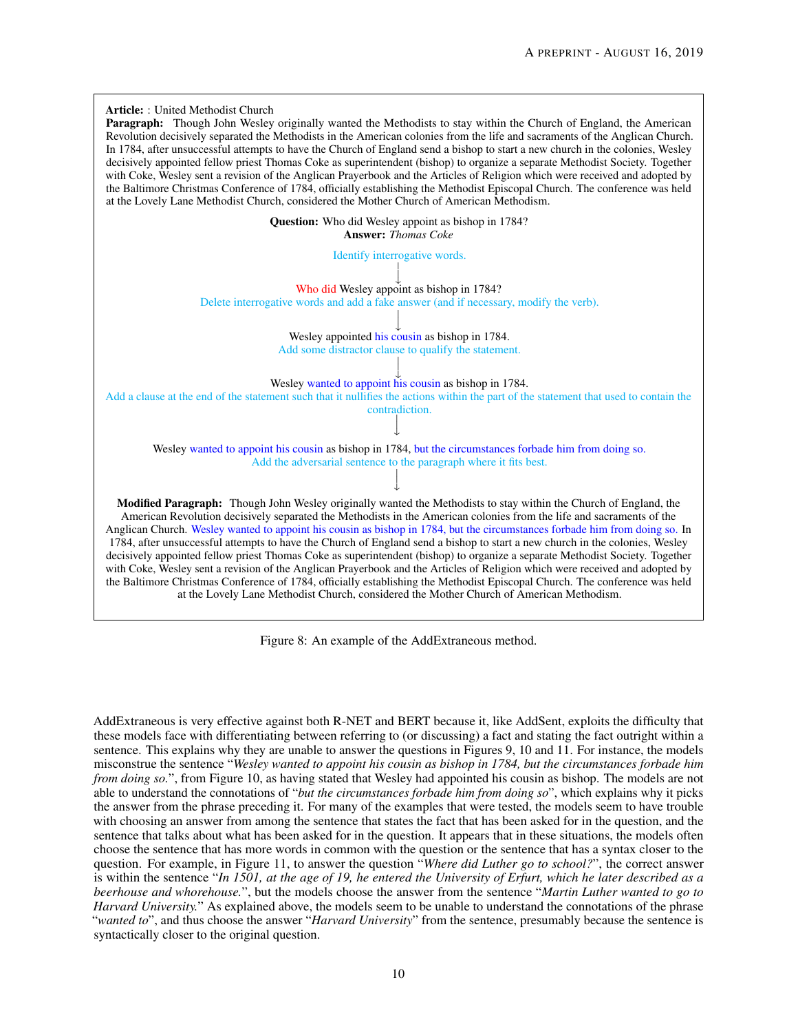**Article:** : United Methodist Church

**Paragraph:** Though John Wesley originally wanted the Methodists to stay within the Church of England, the American Revolution decisively separated the Methodists in the American colonies from the life and sacraments of the Anglican Church. In 1784, after unsuccessful attempts to have the Church of England send a bishop to start a new church in the colonies, Wesley decisively appointed fellow priest Thomas Coke as superintendent (bishop) to organize a separate Methodist Society. Together with Coke, Wesley sent a revision of the Anglican Prayerbook and the Articles of Religion which were received and adopted by the Baltimore Christmas Conference of 1784, officially establishing the Methodist Episcopal Church. The conference was held at the Lovely Lane Methodist Church, considered the Mother Church of American Methodism.

**Question:** Who did Wesley appoint as bishop in 1784?
**Answer:** *Thomas Coke*

Identify interrogative words.

↓

Who did Wesley appoint as bishop in 1784?

Delete interrogative words and add a fake answer (and if necessary, modify the verb).

↓

Wesley appointed his cousin as bishop in 1784.

Add some distractor clause to qualify the statement.

↓

Wesley wanted to appoint his cousin as bishop in 1784.

Add a clause at the end of the statement such that it nullifies the actions within the part of the statement that used to contain the contradiction.

↓

Wesley wanted to appoint his cousin as bishop in 1784, but the circumstances forbade him from doing so.

Add the adversarial sentence to the paragraph where it fits best.

↓

**Modified Paragraph:** Though John Wesley originally wanted the Methodists to stay within the Church of England, the American Revolution decisively separated the Methodists in the American colonies from the life and sacraments of the Anglican Church. Wesley wanted to appoint his cousin as bishop in 1784, but the circumstances forbade him from doing so. In 1784, after unsuccessful attempts to have the Church of England send a bishop to start a new church in the colonies, Wesley decisively appointed fellow priest Thomas Coke as superintendent (bishop) to organize a separate Methodist Society. Together with Coke, Wesley sent a revision of the Anglican Prayerbook and the Articles of Religion which were received and adopted by the Baltimore Christmas Conference of 1784, officially establishing the Methodist Episcopal Church. The conference was held at the Lovely Lane Methodist Church, considered the Mother Church of American Methodism.

Figure 8: An example of the AddExtraneous method.

AddExtraneous is very effective against both R-NET and BERT because it, like AddSent, exploits the difficulty that these models face with differentiating between referring to (or discussing) a fact and stating the fact outright within a sentence. This explains why they are unable to answer the questions in Figures 9, 10 and 11. For instance, the models misconstrue the sentence "*Wesley wanted to appoint his cousin as bishop in 1784, but the circumstances forbade him from doing so.*", from Figure 10, as having stated that Wesley had appointed his cousin as bishop. The models are not able to understand the connotations of "*but the circumstances forbade him from doing so*", which explains why it picks the answer from the phrase preceding it. For many of the examples that were tested, the models seem to have trouble with choosing an answer from among the sentence that states the fact that has been asked for in the question, and the sentence that talks about what has been asked for in the question. It appears that in these situations, the models often choose the sentence that has more words in common with the question or the sentence that has a syntax closer to the question. For example, in Figure 11, to answer the question "*Where did Luther go to school?*", the correct answer is within the sentence "*In 1501, at the age of 19, he entered the University of Erfurt, which he later described as a beerhouse and whorehouse.*", but the models choose the answer from the sentence "*Martin Luther wanted to go to Harvard University.*" As explained above, the models seem to be unable to understand the connotations of the phrase "*wanted to*", and thus choose the answer "*Harvard University*" from the sentence, presumably because the sentence is syntactically closer to the original question.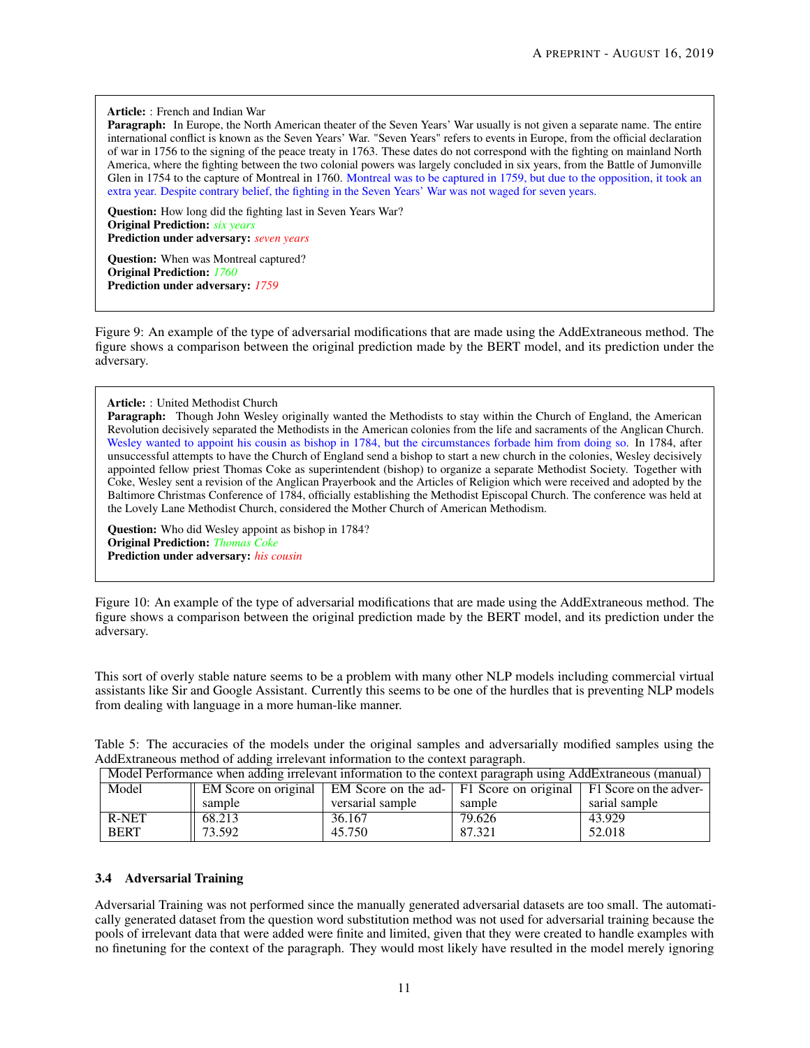**Article:** : French and Indian War
**Paragraph:** In Europe, the North American theater of the Seven Years' War usually is not given a separate name. The entire international conflict is known as the Seven Years' War. "Seven Years" refers to events in Europe, from the official declaration of war in 1756 to the signing of the peace treaty in 1763. These dates do not correspond with the fighting on mainland North America, where the fighting between the two colonial powers was largely concluded in six years, from the Battle of Jumonville Glen in 1754 to the capture of Montreal in 1760. Montreal was to be captured in 1759, but due to the opposition, it took an extra year. Despite contrary belief, the fighting in the Seven Years' War was not waged for seven years.

**Question:** How long did the fighting last in Seven Years War?
**Original Prediction:** *six years*
**Prediction under adversary:** *seven years*

**Question:** When was Montreal captured?
**Original Prediction:** *1760*
**Prediction under adversary:** *1759*

Figure 9: An example of the type of adversarial modifications that are made using the AddExtraneous method. The figure shows a comparison between the original prediction made by the BERT model, and its prediction under the adversary.

**Article:** : United Methodist Church
**Paragraph:** Though John Wesley originally wanted the Methodists to stay within the Church of England, the American Revolution decisively separated the Methodists in the American colonies from the life and sacraments of the Anglican Church. Wesley wanted to appoint his cousin as bishop in 1784, but the circumstances forbade him from doing so. In 1784, after unsuccessful attempts to have the Church of England send a bishop to start a new church in the colonies, Wesley decisively appointed fellow priest Thomas Coke as superintendent (bishop) to organize a separate Methodist Society. Together with Coke, Wesley sent a revision of the Anglican Prayerbook and the Articles of Religion which were received and adopted by the Baltimore Christmas Conference of 1784, officially establishing the Methodist Episcopal Church. The conference was held at the Lovely Lane Methodist Church, considered the Mother Church of American Methodism.

**Question:** Who did Wesley appoint as bishop in 1784?
**Original Prediction:** *Thomas Coke*
**Prediction under adversary:** *his cousin*

Figure 10: An example of the type of adversarial modifications that are made using the AddExtraneous method. The figure shows a comparison between the original prediction made by the BERT model, and its prediction under the adversary.

This sort of overly stable nature seems to be a problem with many other NLP models including commercial virtual assistants like Sir and Google Assistant. Currently this seems to be one of the hurdles that is preventing NLP models from dealing with language in a more human-like manner.

Table 5: The accuracies of the models under the original samples and adversarially modified samples using the AddExtraneous method of adding irrelevant information to the context paragraph.

| Model Performance when adding irrelevant information to the context paragraph using AddExtraneous (manual) | | | | |
|---|---|---|---|---|
| Model | EM Score on original sample | EM Score on the adversarial sample | F1 Score on original sample | F1 Score on the adversarial sample |
| R-NET | 68.213 | 36.167 | 79.626 | 43.929 |
| BERT | 73.592 | 45.750 | 87.321 | 52.018 |

### 3.4 Adversarial Training

Adversarial Training was not performed since the manually generated adversarial datasets are too small. The automatically generated dataset from the question word substitution method was not used for adversarial training because the pools of irrelevant data that were added were finite and limited, given that they were created to handle examples with no finetuning for the context of the paragraph. They would most likely have resulted in the model merely ignoring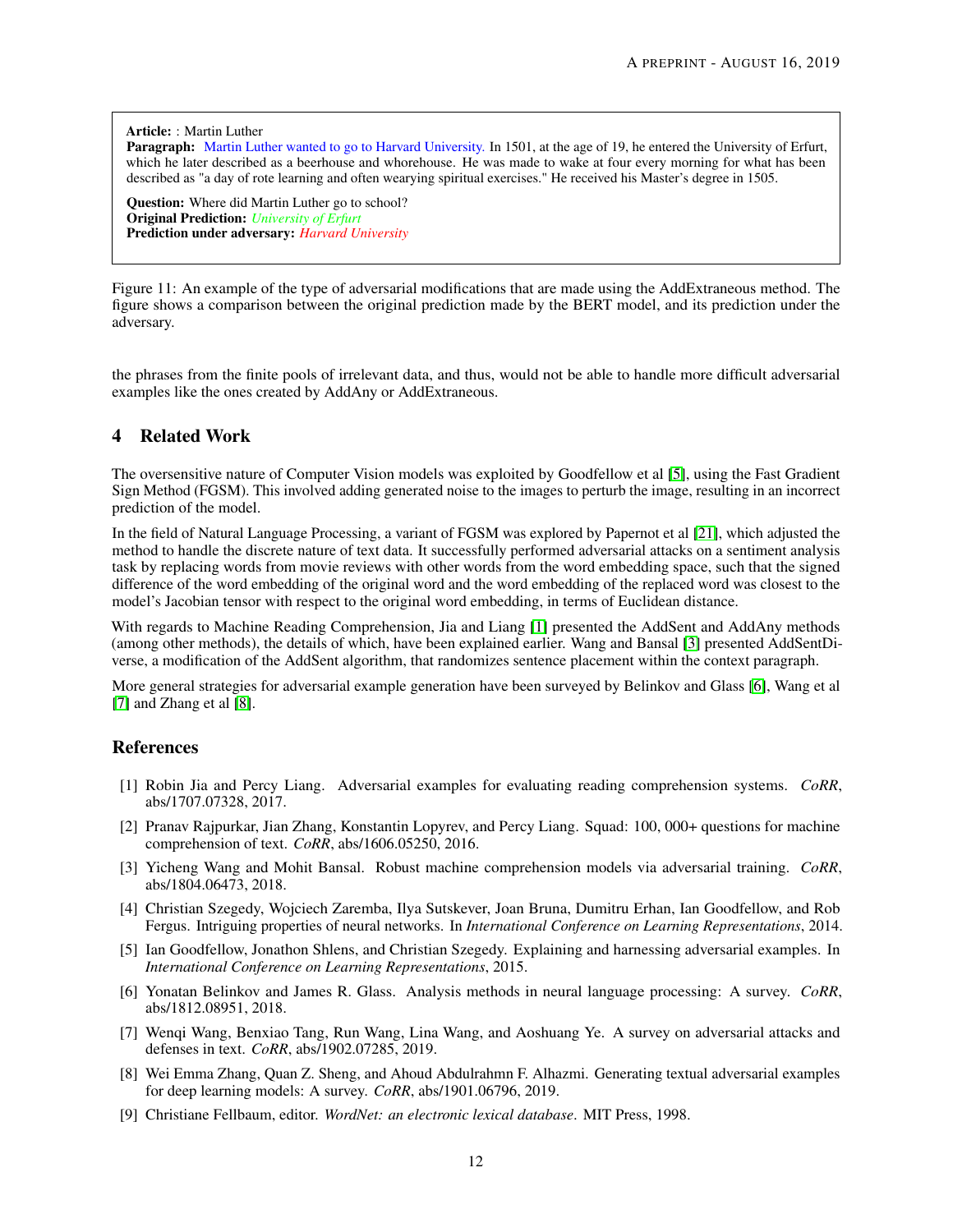**Article:** : Martin Luther
**Paragraph:** Martin Luther wanted to go to Harvard University. In 1501, at the age of 19, he entered the University of Erfurt, which he later described as a beerhouse and whorehouse. He was made to wake at four every morning for what has been described as "a day of rote learning and often wearying spiritual exercises." He received his Master's degree in 1505.

**Question:** Where did Martin Luther go to school?
**Original Prediction:** *University of Erfurt*
**Prediction under adversary:** *Harvard University*

Figure 11: An example of the type of adversarial modifications that are made using the AddExtraneous method. The figure shows a comparison between the original prediction made by the BERT model, and its prediction under the adversary.

the phrases from the finite pools of irrelevant data, and thus, would not be able to handle more difficult adversarial examples like the ones created by AddAny or AddExtraneous.

## 4 Related Work

The oversensitive nature of Computer Vision models was exploited by Goodfellow et al [5], using the Fast Gradient Sign Method (FGSM). This involved adding generated noise to the images to perturb the image, resulting in an incorrect prediction of the model.

In the field of Natural Language Processing, a variant of FGSM was explored by Papernot et al [21], which adjusted the method to handle the discrete nature of text data. It successfully performed adversarial attacks on a sentiment analysis task by replacing words from movie reviews with other words from the word embedding space, such that the signed difference of the word embedding of the original word and the word embedding of the replaced word was closest to the model's Jacobian tensor with respect to the original word embedding, in terms of Euclidean distance.

With regards to Machine Reading Comprehension, Jia and Liang [1] presented the AddSent and AddAny methods (among other methods), the details of which, have been explained earlier. Wang and Bansal [3] presented AddSentDiverse, a modification of the AddSent algorithm, that randomizes sentence placement within the context paragraph.

More general strategies for adversarial example generation have been surveyed by Belinkov and Glass [6], Wang et al [7] and Zhang et al [8].

## References

[1] Robin Jia and Percy Liang. Adversarial examples for evaluating reading comprehension systems. *CoRR*, abs/1707.07328, 2017.

[2] Pranav Rajpurkar, Jian Zhang, Konstantin Lopyrev, and Percy Liang. Squad: 100, 000+ questions for machine comprehension of text. *CoRR*, abs/1606.05250, 2016.

[3] Yicheng Wang and Mohit Bansal. Robust machine comprehension models via adversarial training. *CoRR*, abs/1804.06473, 2018.

[4] Christian Szegedy, Wojciech Zaremba, Ilya Sutskever, Joan Bruna, Dumitru Erhan, Ian Goodfellow, and Rob Fergus. Intriguing properties of neural networks. In *International Conference on Learning Representations*, 2014.

[5] Ian Goodfellow, Jonathon Shlens, and Christian Szegedy. Explaining and harnessing adversarial examples. In *International Conference on Learning Representations*, 2015.

[6] Yonatan Belinkov and James R. Glass. Analysis methods in neural language processing: A survey. *CoRR*, abs/1812.08951, 2018.

[7] Wenqi Wang, Benxiao Tang, Run Wang, Lina Wang, and Aoshuang Ye. A survey on adversarial attacks and defenses in text. *CoRR*, abs/1902.07285, 2019.

[8] Wei Emma Zhang, Quan Z. Sheng, and Ahoud Abdulrahmn F. Alhazmi. Generating textual adversarial examples for deep learning models: A survey. *CoRR*, abs/1901.06796, 2019.

[9] Christiane Fellbaum, editor. *WordNet: an electronic lexical database*. MIT Press, 1998.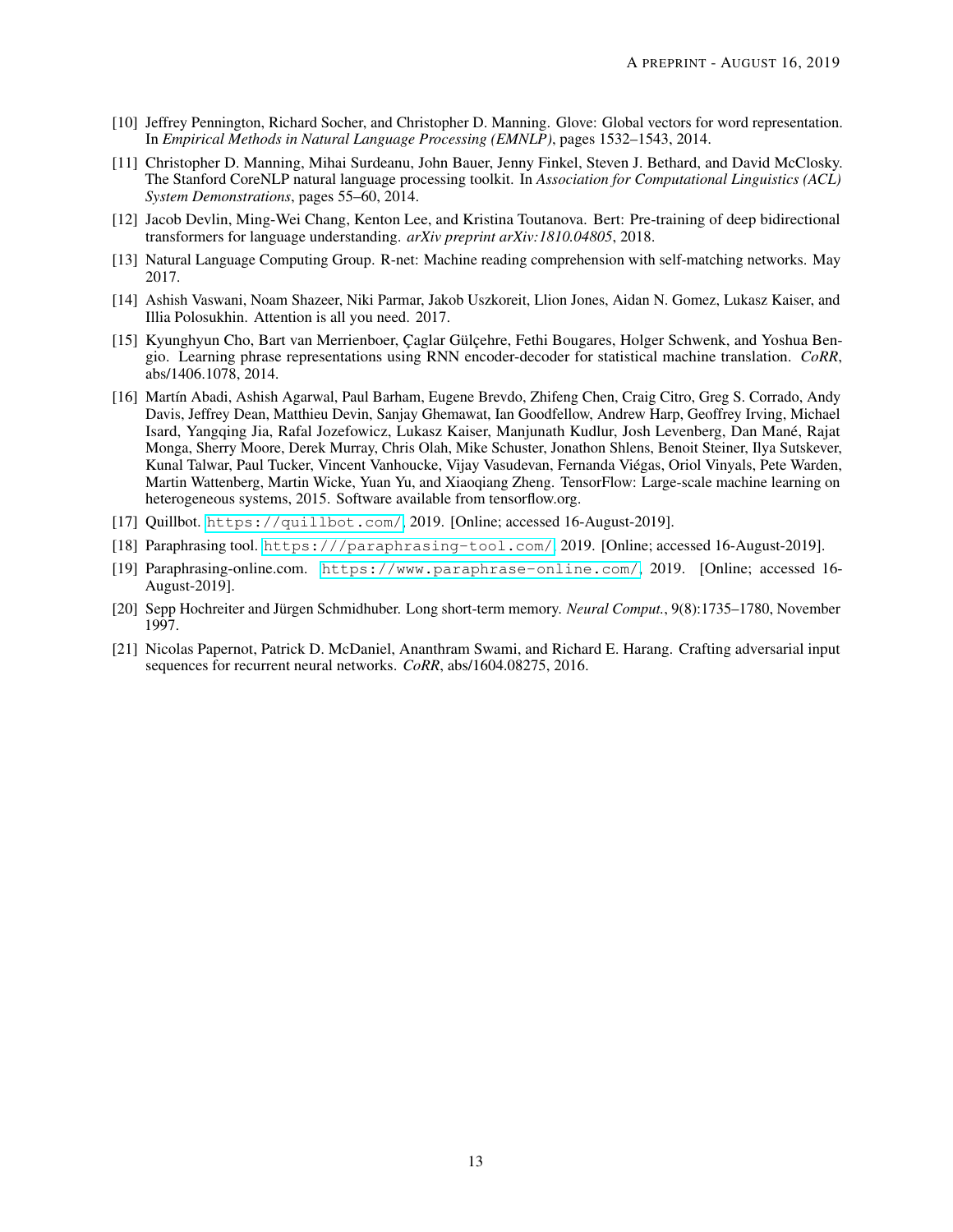[10] Jeffrey Pennington, Richard Socher, and Christopher D. Manning. Glove: Global vectors for word representation. In *Empirical Methods in Natural Language Processing (EMNLP)*, pages 1532–1543, 2014.

[11] Christopher D. Manning, Mihai Surdeanu, John Bauer, Jenny Finkel, Steven J. Bethard, and David McClosky. The Stanford CoreNLP natural language processing toolkit. In *Association for Computational Linguistics (ACL) System Demonstrations*, pages 55–60, 2014.

[12] Jacob Devlin, Ming-Wei Chang, Kenton Lee, and Kristina Toutanova. Bert: Pre-training of deep bidirectional transformers for language understanding. *arXiv preprint arXiv:1810.04805*, 2018.

[13] Natural Language Computing Group. R-net: Machine reading comprehension with self-matching networks. May 2017.

[14] Ashish Vaswani, Noam Shazeer, Niki Parmar, Jakob Uszkoreit, Llion Jones, Aidan N. Gomez, Lukasz Kaiser, and Illia Polosukhin. Attention is all you need. 2017.

[15] Kyunghyun Cho, Bart van Merrienboer, Çaglar Gülçehre, Fethi Bougares, Holger Schwenk, and Yoshua Bengio. Learning phrase representations using RNN encoder-decoder for statistical machine translation. *CoRR*, abs/1406.1078, 2014.

[16] Martín Abadi, Ashish Agarwal, Paul Barham, Eugene Brevdo, Zhifeng Chen, Craig Citro, Greg S. Corrado, Andy Davis, Jeffrey Dean, Matthieu Devin, Sanjay Ghemawat, Ian Goodfellow, Andrew Harp, Geoffrey Irving, Michael Isard, Yangqing Jia, Rafal Jozefowicz, Lukasz Kaiser, Manjunath Kudlur, Josh Levenberg, Dan Mané, Rajat Monga, Sherry Moore, Derek Murray, Chris Olah, Mike Schuster, Jonathon Shlens, Benoit Steiner, Ilya Sutskever, Kunal Talwar, Paul Tucker, Vincent Vanhoucke, Vijay Vasudevan, Fernanda Viégas, Oriol Vinyals, Pete Warden, Martin Wattenberg, Martin Wicke, Yuan Yu, and Xiaoqiang Zheng. TensorFlow: Large-scale machine learning on heterogeneous systems, 2015. Software available from tensorflow.org.

[17] Quillbot. `https://quillbot.com/`, 2019. [Online; accessed 16-August-2019].

[18] Paraphrasing tool. `https:///paraphrasing-tool.com/`, 2019. [Online; accessed 16-August-2019].

[19] Paraphrasing-online.com. `https://www.paraphrase-online.com/`, 2019. [Online; accessed 16-August-2019].

[20] Sepp Hochreiter and Jürgen Schmidhuber. Long short-term memory. *Neural Comput.*, 9(8):1735–1780, November 1997.

[21] Nicolas Papernot, Patrick D. McDaniel, Ananthram Swami, and Richard E. Harang. Crafting adversarial input sequences for recurrent neural networks. *CoRR*, abs/1604.08275, 2016.